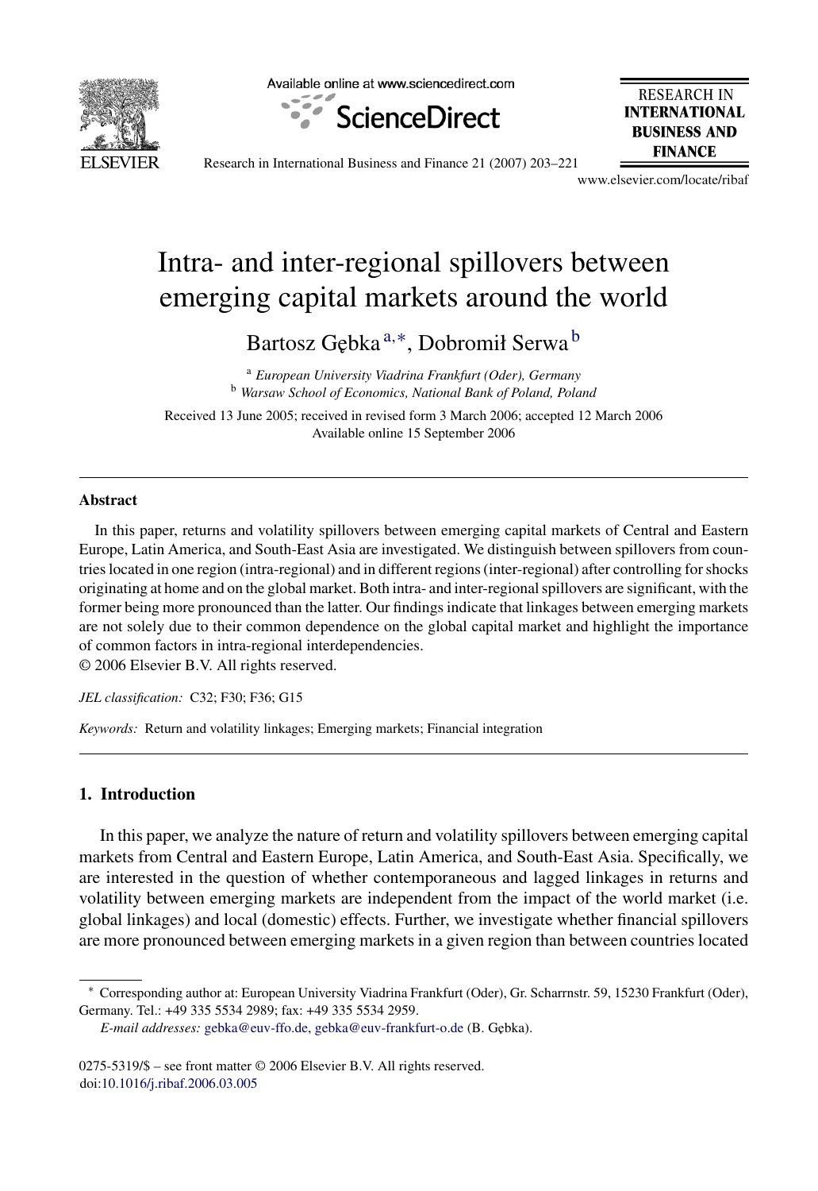# Intra- and inter-regional spillovers between emerging capital markets around the world

Bartosz Gębka[a,*], Dobromił Serwa[b]

[a] *European University Viadrina Frankfurt (Oder), Germany*
[b] *Warsaw School of Economics, National Bank of Poland, Poland*

Received 13 June 2005; received in revised form 3 March 2006; accepted 12 March 2006
Available online 15 September 2006

## Abstract

In this paper, returns and volatility spillovers between emerging capital markets of Central and Eastern Europe, Latin America, and South-East Asia are investigated. We distinguish between spillovers from countries located in one region (intra-regional) and in different regions (inter-regional) after controlling for shocks originating at home and on the global market. Both intra- and inter-regional spillovers are significant, with the former being more pronounced than the latter. Our findings indicate that linkages between emerging markets are not solely due to their common dependence on the global capital market and highlight the importance of common factors in intra-regional interdependencies.

© 2006 Elsevier B.V. All rights reserved.

*JEL classification:* C32; F30; F36; G15

*Keywords:* Return and volatility linkages; Emerging markets; Financial integration

## 1. Introduction

In this paper, we analyze the nature of return and volatility spillovers between emerging capital markets from Central and Eastern Europe, Latin America, and South-East Asia. Specifically, we are interested in the question of whether contemporaneous and lagged linkages in returns and volatility between emerging markets are independent from the impact of the world market (i.e. global linkages) and local (domestic) effects. Further, we investigate whether financial spillovers are more pronounced between emerging markets in a given region than between countries located

---

* Corresponding author at: European University Viadrina Frankfurt (Oder), Gr. Scharrnstr. 59, 15230 Frankfurt (Oder), Germany. Tel.: +49 335 5534 2989; fax: +49 335 5534 2959.

*E-mail addresses:* gebka@euv-ffo.de, gebka@euv-frankfurt-o.de (B. Gębka).

0275-5319/$ – see front matter © 2006 Elsevier B.V. All rights reserved.
doi:10.1016/j.ribaf.2006.03.005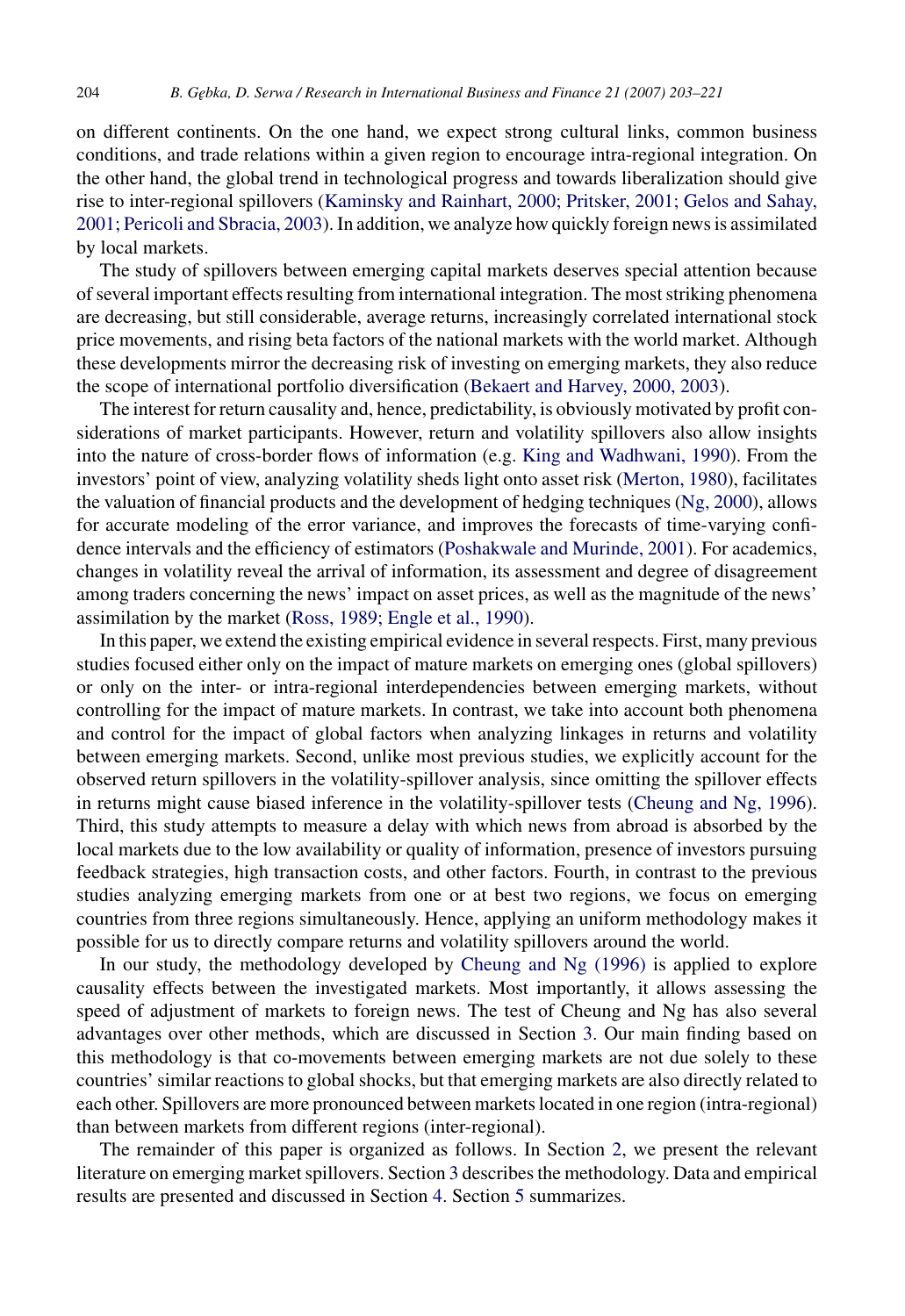on different continents. On the one hand, we expect strong cultural links, common business conditions, and trade relations within a given region to encourage intra-regional integration. On the other hand, the global trend in technological progress and towards liberalization should give rise to inter-regional spillovers (Kaminsky and Rainhart, 2000; Pritsker, 2001; Gelos and Sahay, 2001; Pericoli and Sbracia, 2003). In addition, we analyze how quickly foreign news is assimilated by local markets.

The study of spillovers between emerging capital markets deserves special attention because of several important effects resulting from international integration. The most striking phenomena are decreasing, but still considerable, average returns, increasingly correlated international stock price movements, and rising beta factors of the national markets with the world market. Although these developments mirror the decreasing risk of investing on emerging markets, they also reduce the scope of international portfolio diversification (Bekaert and Harvey, 2000, 2003).

The interest for return causality and, hence, predictability, is obviously motivated by profit considerations of market participants. However, return and volatility spillovers also allow insights into the nature of cross-border flows of information (e.g. King and Wadhwani, 1990). From the investors' point of view, analyzing volatility sheds light onto asset risk (Merton, 1980), facilitates the valuation of financial products and the development of hedging techniques (Ng, 2000), allows for accurate modeling of the error variance, and improves the forecasts of time-varying confidence intervals and the efficiency of estimators (Poshakwale and Murinde, 2001). For academics, changes in volatility reveal the arrival of information, its assessment and degree of disagreement among traders concerning the news' impact on asset prices, as well as the magnitude of the news' assimilation by the market (Ross, 1989; Engle et al., 1990).

In this paper, we extend the existing empirical evidence in several respects. First, many previous studies focused either only on the impact of mature markets on emerging ones (global spillovers) or only on the inter- or intra-regional interdependencies between emerging markets, without controlling for the impact of mature markets. In contrast, we take into account both phenomena and control for the impact of global factors when analyzing linkages in returns and volatility between emerging markets. Second, unlike most previous studies, we explicitly account for the observed return spillovers in the volatility-spillover analysis, since omitting the spillover effects in returns might cause biased inference in the volatility-spillover tests (Cheung and Ng, 1996). Third, this study attempts to measure a delay with which news from abroad is absorbed by the local markets due to the low availability or quality of information, presence of investors pursuing feedback strategies, high transaction costs, and other factors. Fourth, in contrast to the previous studies analyzing emerging markets from one or at best two regions, we focus on emerging countries from three regions simultaneously. Hence, applying an uniform methodology makes it possible for us to directly compare returns and volatility spillovers around the world.

In our study, the methodology developed by Cheung and Ng (1996) is applied to explore causality effects between the investigated markets. Most importantly, it allows assessing the speed of adjustment of markets to foreign news. The test of Cheung and Ng has also several advantages over other methods, which are discussed in Section 3. Our main finding based on this methodology is that co-movements between emerging markets are not due solely to these countries' similar reactions to global shocks, but that emerging markets are also directly related to each other. Spillovers are more pronounced between markets located in one region (intra-regional) than between markets from different regions (inter-regional).

The remainder of this paper is organized as follows. In Section 2, we present the relevant literature on emerging market spillovers. Section 3 describes the methodology. Data and empirical results are presented and discussed in Section 4. Section 5 summarizes.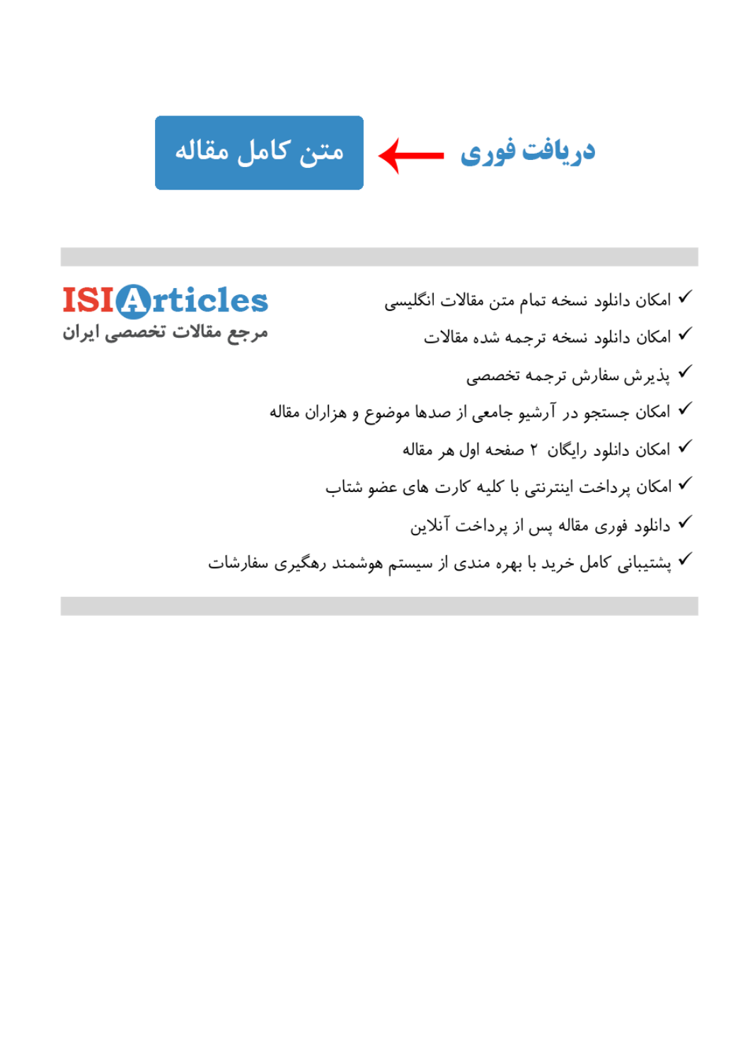دریافت فوری ← **متن کامل مقاله**

**ISIArticles**
مرجع مقالات تخصصی ایران

- ✓ امکان دانلود نسخه تمام متن مقالات انگلیسی
- ✓ امکان دانلود نسخه ترجمه شده مقالات
- ✓ پذیرش سفارش ترجمه تخصصی
- ✓ امکان جستجو در آرشیو جامعی از صدها موضوع و هزاران مقاله
- ✓ امکان دانلود رایگان ۲ صفحه اول هر مقاله
- ✓ امکان پرداخت اینترنتی با کلیه کارت های عضو شتاب
- ✓ دانلود فوری مقاله پس از پرداخت آنلاین
- ✓ پشتیبانی کامل خرید با بهره مندی از سیستم هوشمند رهگیری سفارشات